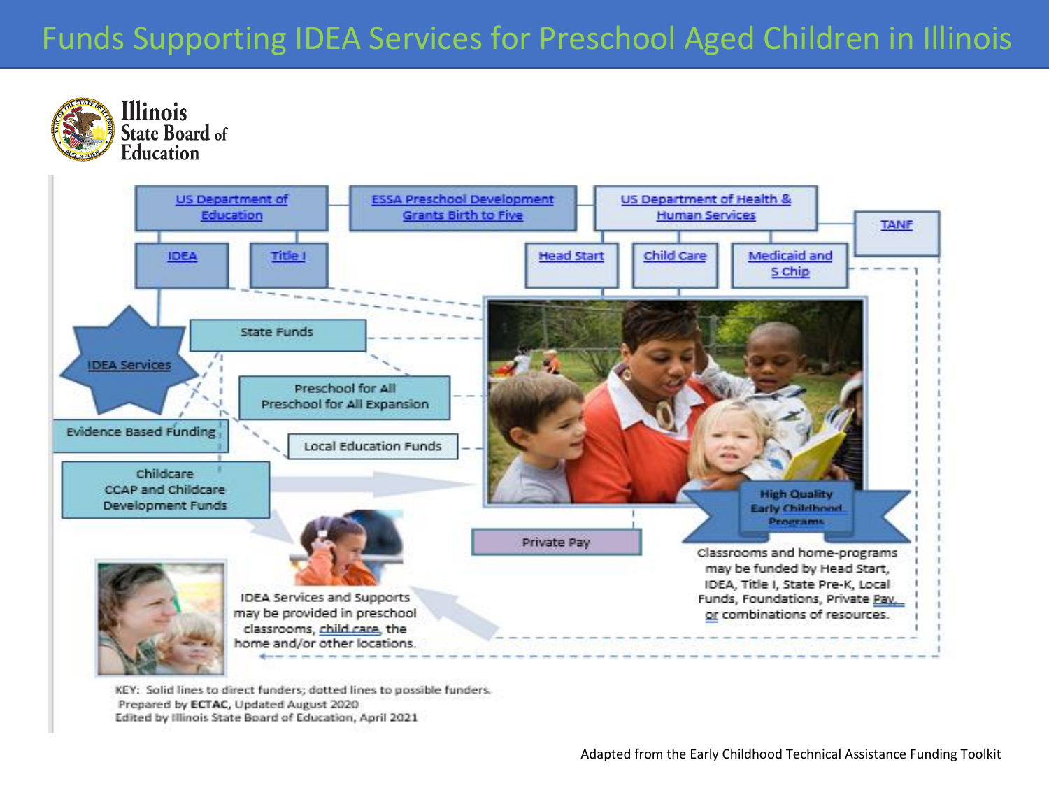# Funds Supporting IDEA Services for Preschool Aged Children in Illinois

Illinois State Board of Education

US Department of Education

ESSA Preschool Development Grants Birth to Five

US Department of Health & Human Services

TANF

IDEA

Title I

Head Start

Child Care

Medicaid and S Chip

IDEA Services

State Funds

Preschool for All
Preschool for All Expansion

Evidence Based Funding

Local Education Funds

Childcare
CCAP and Childcare
Development Funds

Private Pay

High Quality Early Childhood Programs

Classrooms and home-programs may be funded by Head Start, IDEA, Title I, State Pre-K, Local Funds, Foundations, Private Pay, or combinations of resources.

IDEA Services and Supports may be provided in preschool classrooms, child care, the home and/or other locations.

KEY: Solid lines to direct funders; dotted lines to possible funders.
Prepared by **ECTAC**, Updated August 2020
Edited by Illinois State Board of Education, April 2021

Adapted from the Early Childhood Technical Assistance Funding Toolkit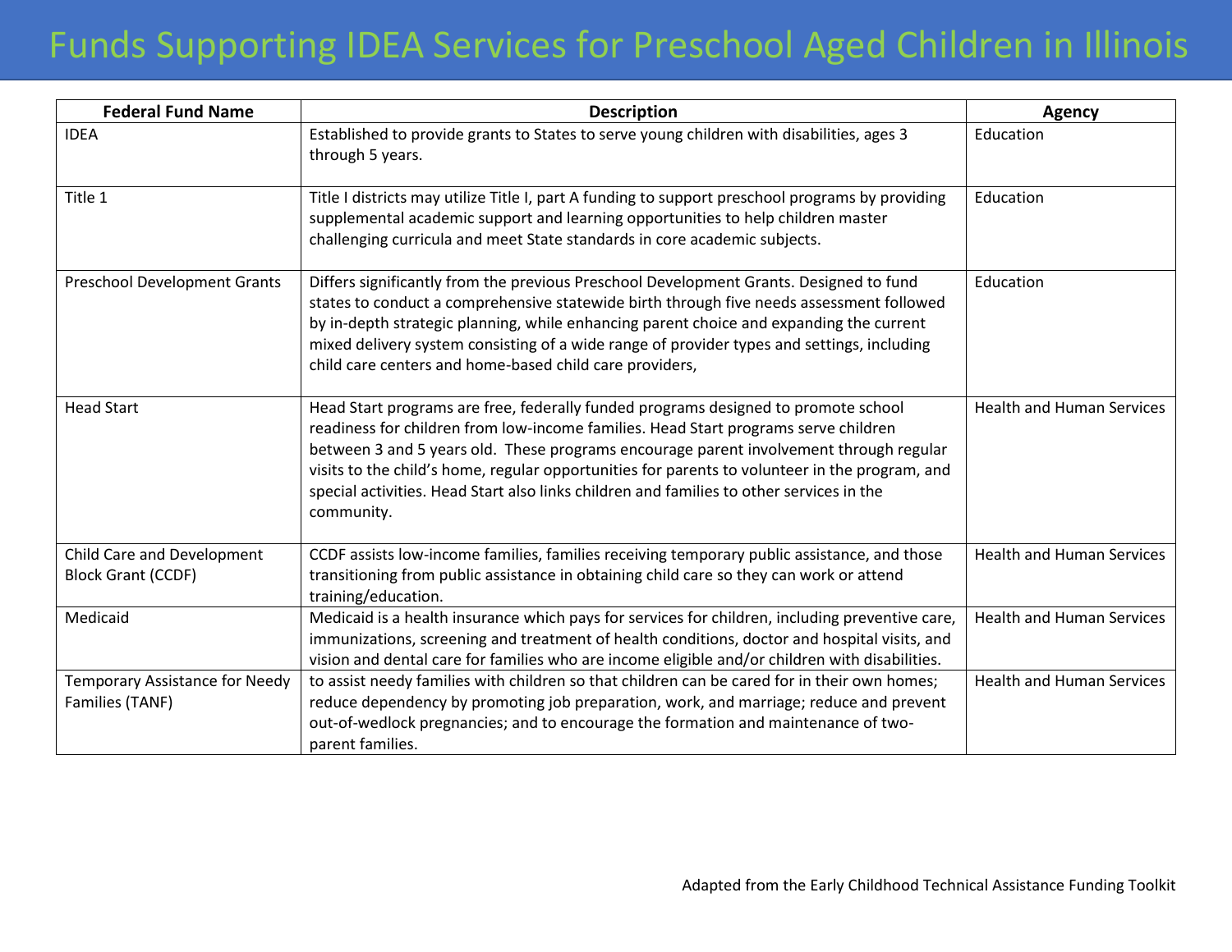# Funds Supporting IDEA Services for Preschool Aged Children in Illinois

| Federal Fund Name | Description | Agency |
|---|---|---|
| IDEA | Established to provide grants to States to serve young children with disabilities, ages 3 through 5 years. | Education |
| Title 1 | Title I districts may utilize Title I, part A funding to support preschool programs by providing supplemental academic support and learning opportunities to help children master challenging curricula and meet State standards in core academic subjects. | Education |
| Preschool Development Grants | Differs significantly from the previous Preschool Development Grants. Designed to fund states to conduct a comprehensive statewide birth through five needs assessment followed by in-depth strategic planning, while enhancing parent choice and expanding the current mixed delivery system consisting of a wide range of provider types and settings, including child care centers and home-based child care providers, | Education |
| Head Start | Head Start programs are free, federally funded programs designed to promote school readiness for children from low-income families. Head Start programs serve children between 3 and 5 years old. These programs encourage parent involvement through regular visits to the child's home, regular opportunities for parents to volunteer in the program, and special activities. Head Start also links children and families to other services in the community. | Health and Human Services |
| Child Care and Development Block Grant (CCDF) | CCDF assists low-income families, families receiving temporary public assistance, and those transitioning from public assistance in obtaining child care so they can work or attend training/education. | Health and Human Services |
| Medicaid | Medicaid is a health insurance which pays for services for children, including preventive care, immunizations, screening and treatment of health conditions, doctor and hospital visits, and vision and dental care for families who are income eligible and/or children with disabilities. | Health and Human Services |
| Temporary Assistance for Needy Families (TANF) | to assist needy families with children so that children can be cared for in their own homes; reduce dependency by promoting job preparation, work, and marriage; reduce and prevent out-of-wedlock pregnancies; and to encourage the formation and maintenance of two-parent families. | Health and Human Services |

Adapted from the Early Childhood Technical Assistance Funding Toolkit